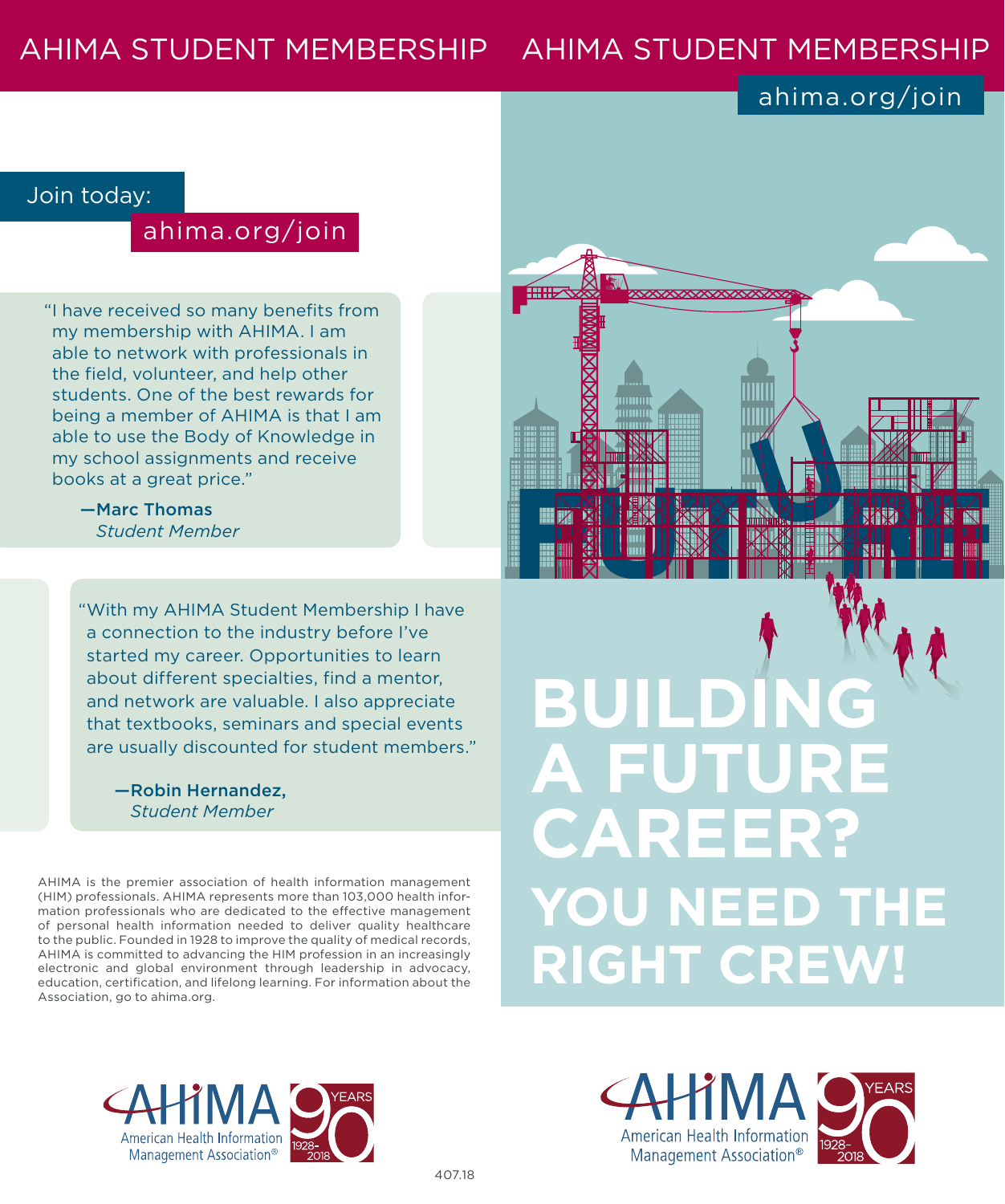# AHIMA STUDENT MEMBERSHIP

Join today:

ahima.org/join

"I have received so many benefits from my membership with AHIMA. I am able to network with professionals in the field, volunteer, and help other students. One of the best rewards for being a member of AHIMA is that I am able to use the Body of Knowledge in my school assignments and receive books at a great price."

**—Marc Thomas**
*Student Member*

"With my AHIMA Student Membership I have a connection to the industry before I've started my career. Opportunities to learn about different specialties, find a mentor, and network are valuable. I also appreciate that textbooks, seminars and special events are usually discounted for student members."

**—Robin Hernandez,**
*Student Member*

AHIMA is the premier association of health information management (HIM) professionals. AHIMA represents more than 103,000 health information professionals who are dedicated to the effective management of personal health information needed to deliver quality healthcare to the public. Founded in 1928 to improve the quality of medical records, AHIMA is committed to advancing the HIM profession in an increasingly electronic and global environment through leadership in advocacy, education, certification, and lifelong learning. For information about the Association, go to ahima.org.

AHIMA American Health Information Management Association® 90 YEARS 1928-2018

407.18

# AHIMA STUDENT MEMBERSHIP

ahima.org/join

# BUILDING A FUTURE CAREER?

## YOU NEED THE RIGHT CREW!

AHIMA American Health Information Management Association® 90 YEARS 1928-2018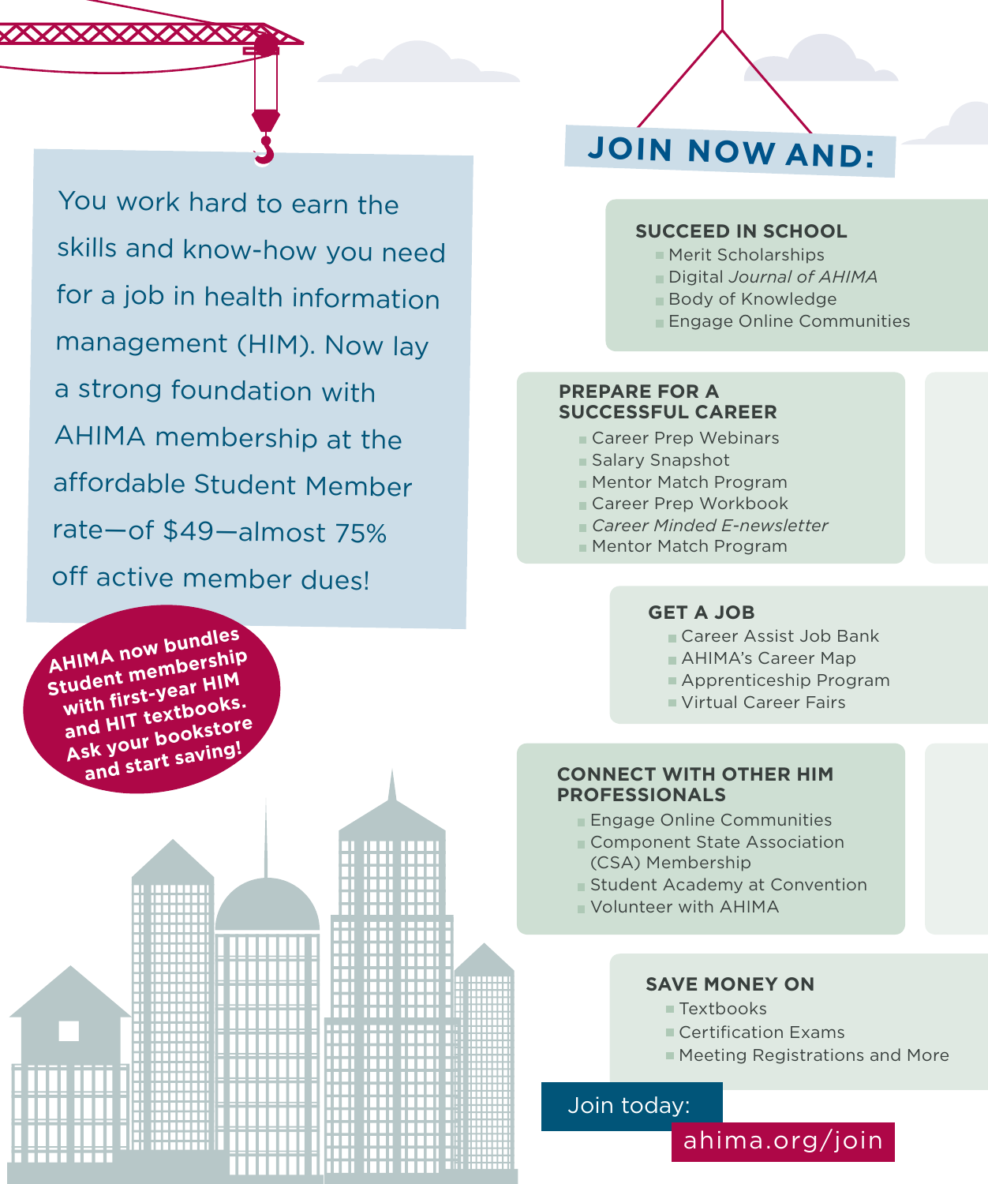You work hard to earn the skills and know-how you need for a job in health information management (HIM). Now lay a strong foundation with AHIMA membership at the affordable Student Member rate—of $49—almost 75% off active member dues!

**AHIMA now bundles Student membership with first-year HIM and HIT textbooks. Ask your bookstore and start saving!**

# JOIN NOW AND:

### SUCCEED IN SCHOOL

- Merit Scholarships
- Digital *Journal of AHIMA*
- Body of Knowledge
- Engage Online Communities

### PREPARE FOR A SUCCESSFUL CAREER

- Career Prep Webinars
- Salary Snapshot
- Mentor Match Program
- Career Prep Workbook
- *Career Minded E-newsletter*
- Mentor Match Program

### GET A JOB

- Career Assist Job Bank
- AHIMA's Career Map
- Apprenticeship Program
- Virtual Career Fairs

### CONNECT WITH OTHER HIM PROFESSIONALS

- Engage Online Communities
- Component State Association (CSA) Membership
- Student Academy at Convention
- Volunteer with AHIMA

### SAVE MONEY ON

- Textbooks
- Certification Exams
- Meeting Registrations and More

Join today:

ahima.org/join